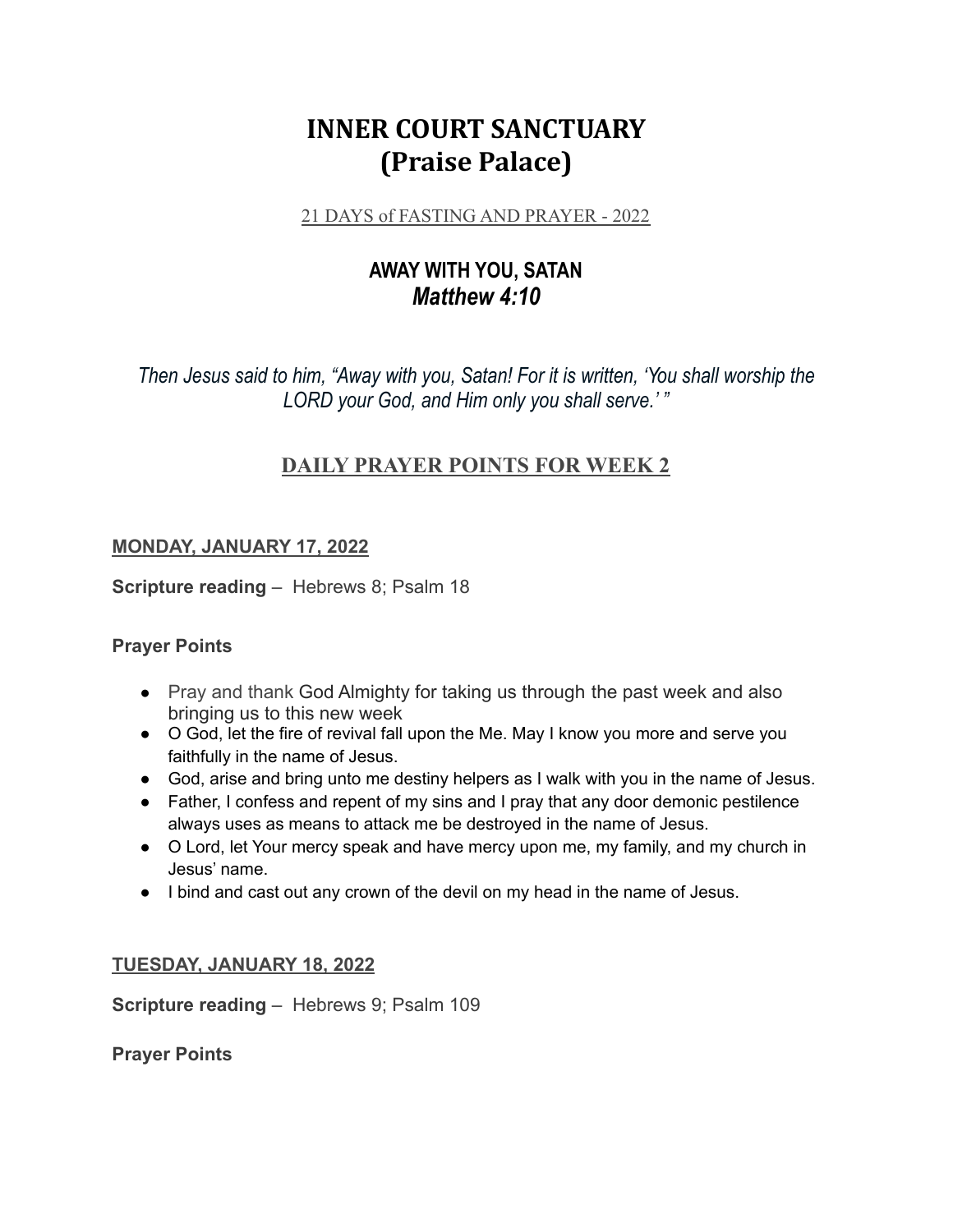# INNER COURT SANCTUARY
# (Praise Palace)

21 DAYS of FASTING AND PRAYER - 2022

## AWAY WITH YOU, SATAN
## *Matthew 4:10*

*Then Jesus said to him, "Away with you, Satan! For it is written, 'You shall worship the LORD your God, and Him only you shall serve.' "*

## DAILY PRAYER POINTS FOR WEEK 2

### MONDAY, JANUARY 17, 2022

**Scripture reading** – Hebrews 8; Psalm 18

**Prayer Points**

- Pray and thank God Almighty for taking us through the past week and also bringing us to this new week
- O God, let the fire of revival fall upon the Me. May I know you more and serve you faithfully in the name of Jesus.
- God, arise and bring unto me destiny helpers as I walk with you in the name of Jesus.
- Father, I confess and repent of my sins and I pray that any door demonic pestilence always uses as means to attack me be destroyed in the name of Jesus.
- O Lord, let Your mercy speak and have mercy upon me, my family, and my church in Jesus' name.
- I bind and cast out any crown of the devil on my head in the name of Jesus.

### TUESDAY, JANUARY 18, 2022

**Scripture reading** – Hebrews 9; Psalm 109

**Prayer Points**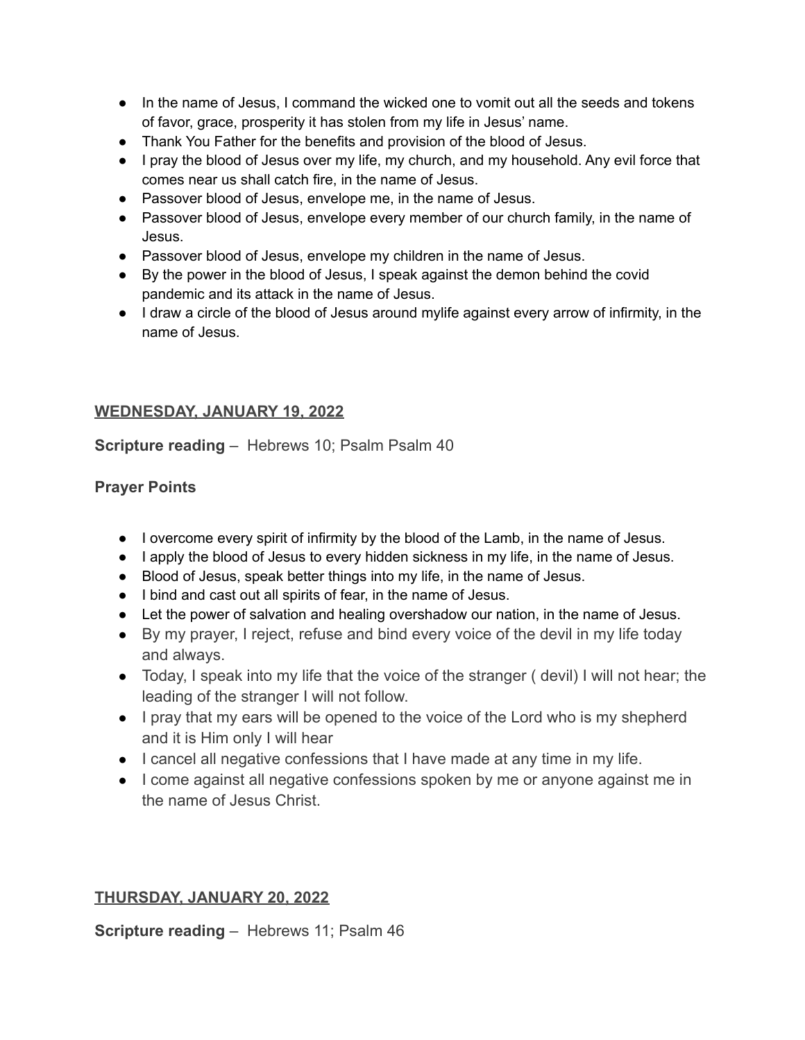- In the name of Jesus, I command the wicked one to vomit out all the seeds and tokens of favor, grace, prosperity it has stolen from my life in Jesus' name.
- Thank You Father for the benefits and provision of the blood of Jesus.
- I pray the blood of Jesus over my life, my church, and my household. Any evil force that comes near us shall catch fire, in the name of Jesus.
- Passover blood of Jesus, envelope me, in the name of Jesus.
- Passover blood of Jesus, envelope every member of our church family, in the name of Jesus.
- Passover blood of Jesus, envelope my children in the name of Jesus.
- By the power in the blood of Jesus, I speak against the demon behind the covid pandemic and its attack in the name of Jesus.
- I draw a circle of the blood of Jesus around mylife against every arrow of infirmity, in the name of Jesus.

## WEDNESDAY, JANUARY 19, 2022

**Scripture reading** – Hebrews 10; Psalm Psalm 40

**Prayer Points**

- I overcome every spirit of infirmity by the blood of the Lamb, in the name of Jesus.
- I apply the blood of Jesus to every hidden sickness in my life, in the name of Jesus.
- Blood of Jesus, speak better things into my life, in the name of Jesus.
- I bind and cast out all spirits of fear, in the name of Jesus.
- Let the power of salvation and healing overshadow our nation, in the name of Jesus.
- By my prayer, I reject, refuse and bind every voice of the devil in my life today and always.
- Today, I speak into my life that the voice of the stranger ( devil) I will not hear; the leading of the stranger I will not follow.
- I pray that my ears will be opened to the voice of the Lord who is my shepherd and it is Him only I will hear
- I cancel all negative confessions that I have made at any time in my life.
- I come against all negative confessions spoken by me or anyone against me in the name of Jesus Christ.

## THURSDAY, JANUARY 20, 2022

**Scripture reading** – Hebrews 11; Psalm 46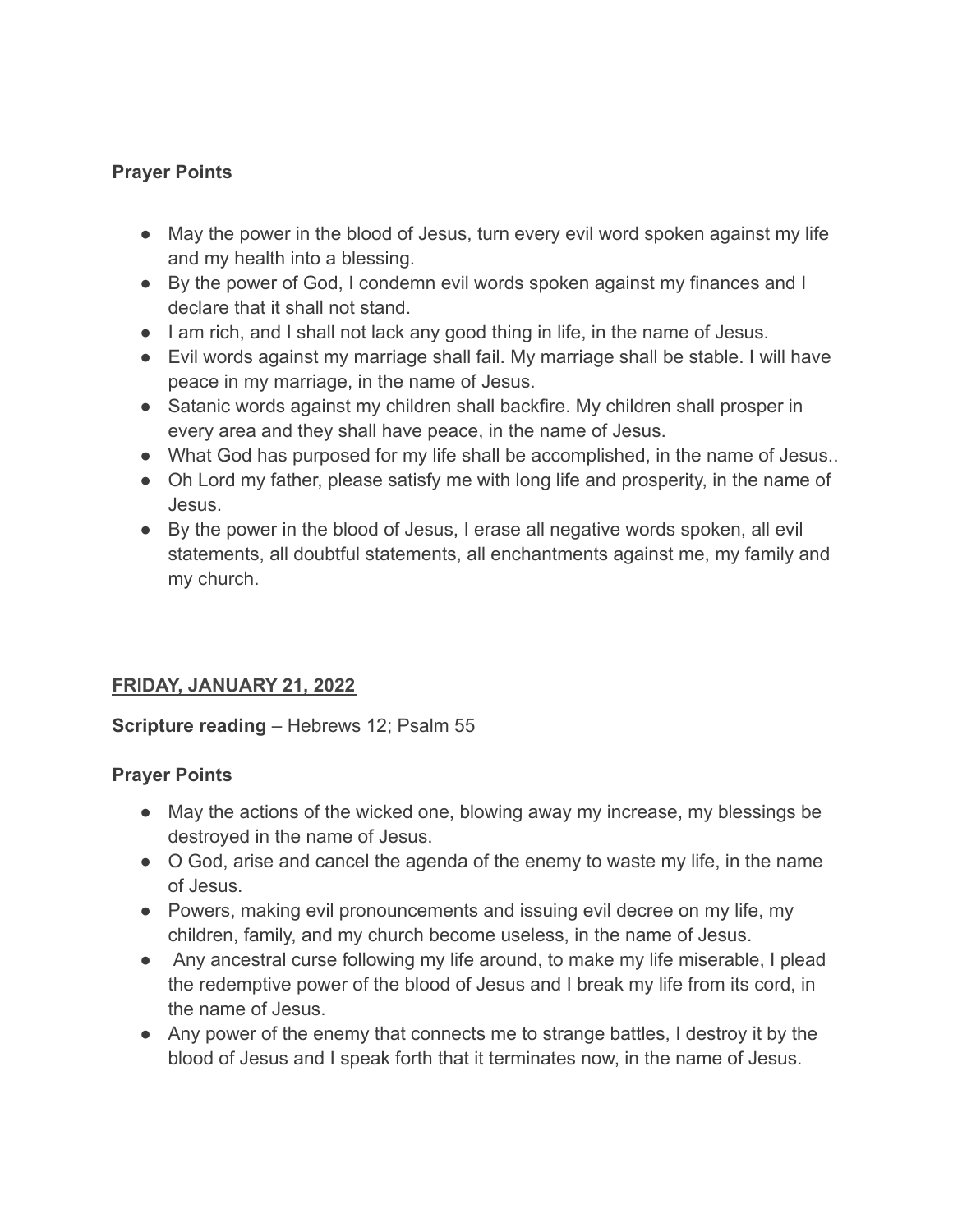**Prayer Points**

- May the power in the blood of Jesus, turn every evil word spoken against my life and my health into a blessing.
- By the power of God, I condemn evil words spoken against my finances and I declare that it shall not stand.
- I am rich, and I shall not lack any good thing in life, in the name of Jesus.
- Evil words against my marriage shall fail. My marriage shall be stable. I will have peace in my marriage, in the name of Jesus.
- Satanic words against my children shall backfire. My children shall prosper in every area and they shall have peace, in the name of Jesus.
- What God has purposed for my life shall be accomplished, in the name of Jesus..
- Oh Lord my father, please satisfy me with long life and prosperity, in the name of Jesus.
- By the power in the blood of Jesus, I erase all negative words spoken, all evil statements, all doubtful statements, all enchantments against me, my family and my church.

**FRIDAY, JANUARY 21, 2022**

**Scripture reading** – Hebrews 12; Psalm 55

**Prayer Points**

- May the actions of the wicked one, blowing away my increase, my blessings be destroyed in the name of Jesus.
- O God, arise and cancel the agenda of the enemy to waste my life, in the name of Jesus.
- Powers, making evil pronouncements and issuing evil decree on my life, my children, family, and my church become useless, in the name of Jesus.
- Any ancestral curse following my life around, to make my life miserable, I plead the redemptive power of the blood of Jesus and I break my life from its cord, in the name of Jesus.
- Any power of the enemy that connects me to strange battles, I destroy it by the blood of Jesus and I speak forth that it terminates now, in the name of Jesus.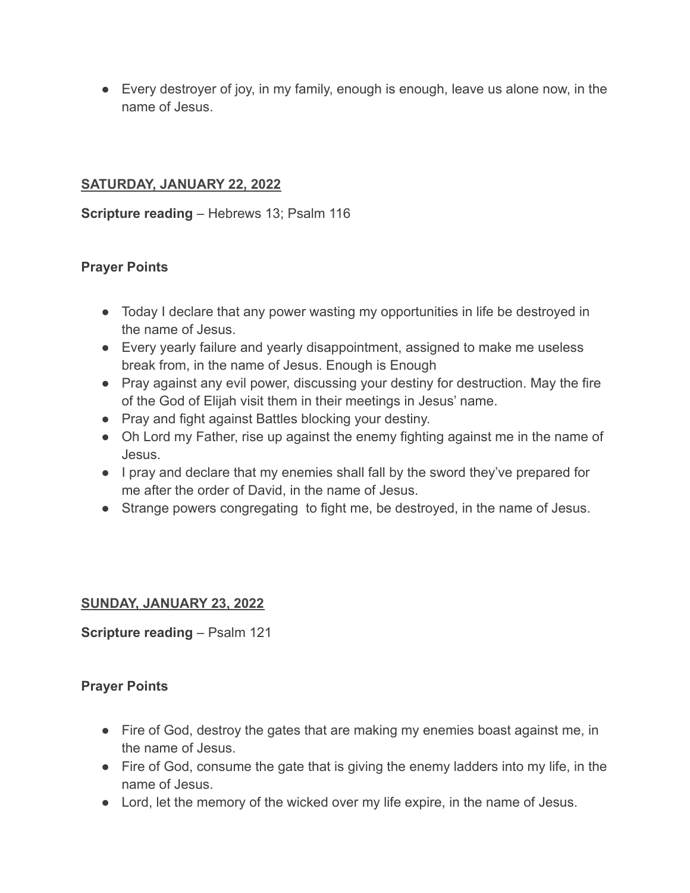- Every destroyer of joy, in my family, enough is enough, leave us alone now, in the name of Jesus.

## **<u>SATURDAY, JANUARY 22, 2022</u>**

**Scripture reading** – Hebrews 13; Psalm 116

**Prayer Points**

- Today I declare that any power wasting my opportunities in life be destroyed in the name of Jesus.
- Every yearly failure and yearly disappointment, assigned to make me useless break from, in the name of Jesus. Enough is Enough
- Pray against any evil power, discussing your destiny for destruction. May the fire of the God of Elijah visit them in their meetings in Jesus' name.
- Pray and fight against Battles blocking your destiny.
- Oh Lord my Father, rise up against the enemy fighting against me in the name of Jesus.
- I pray and declare that my enemies shall fall by the sword they've prepared for me after the order of David, in the name of Jesus.
- Strange powers congregating to fight me, be destroyed, in the name of Jesus.

## **<u>SUNDAY, JANUARY 23, 2022</u>**

**Scripture reading** – Psalm 121

**Prayer Points**

- Fire of God, destroy the gates that are making my enemies boast against me, in the name of Jesus.
- Fire of God, consume the gate that is giving the enemy ladders into my life, in the name of Jesus.
- Lord, let the memory of the wicked over my life expire, in the name of Jesus.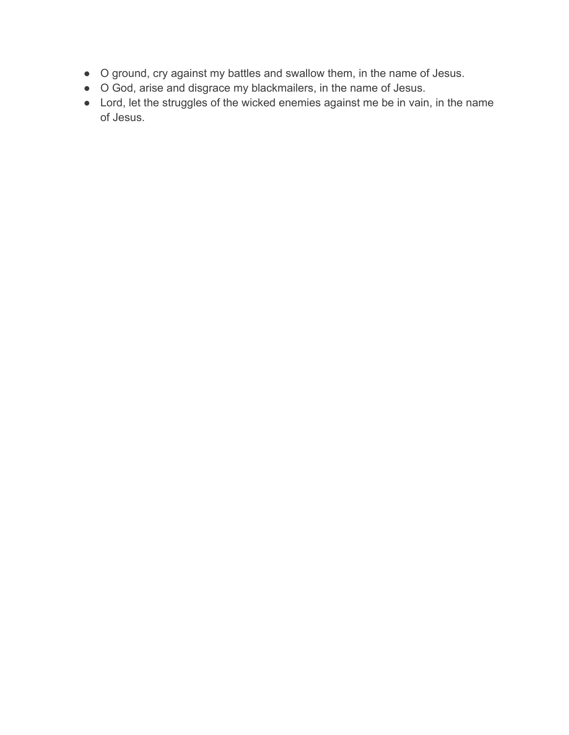- O ground, cry against my battles and swallow them, in the name of Jesus.
- O God, arise and disgrace my blackmailers, in the name of Jesus.
- Lord, let the struggles of the wicked enemies against me be in vain, in the name of Jesus.